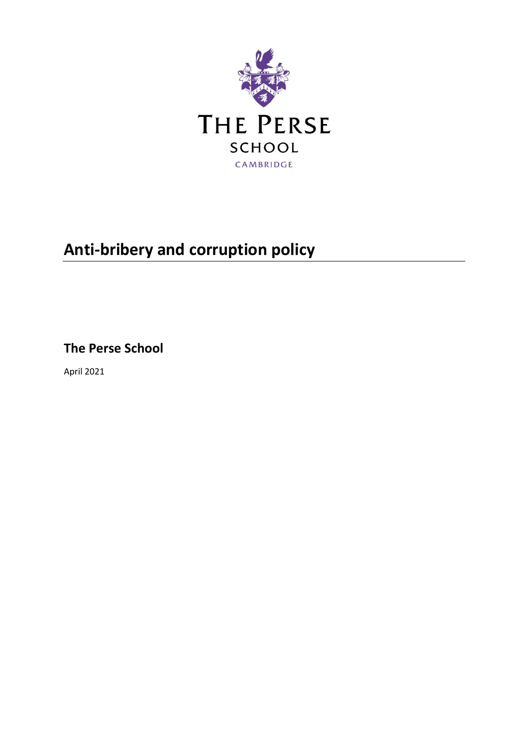THE PERSE
SCHOOL
CAMBRIDGE

# Anti-bribery and corruption policy

## The Perse School

April 2021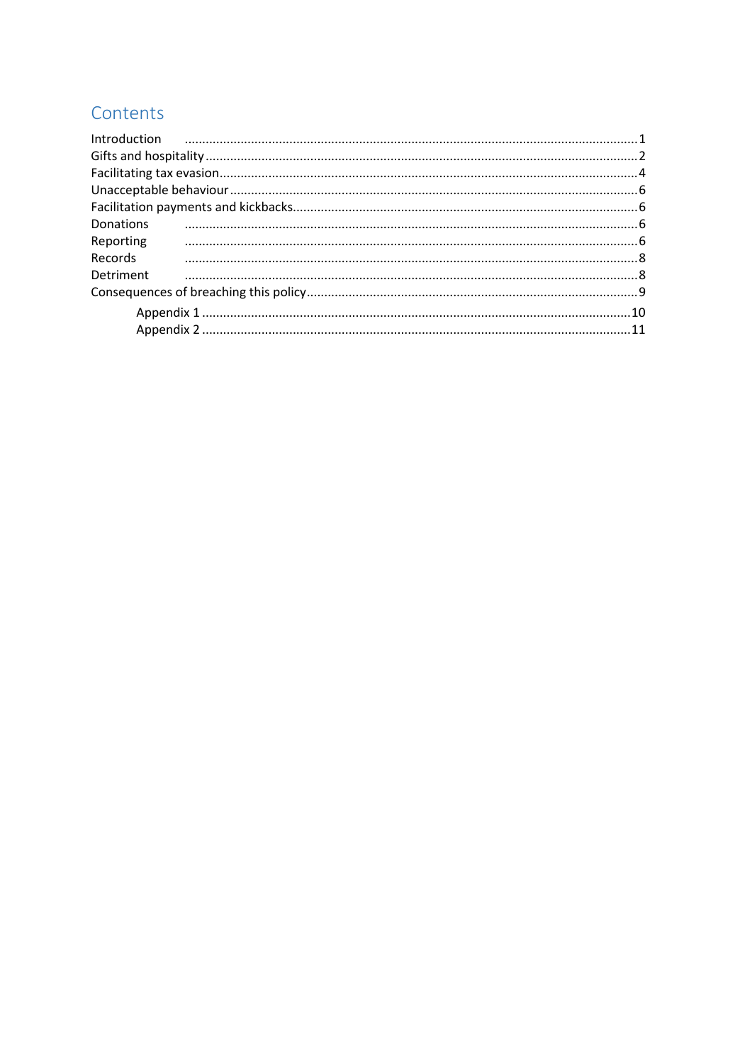## Contents

- Introduction ... 1
- Gifts and hospitality ... 2
- Facilitating tax evasion ... 4
- Unacceptable behaviour ... 6
- Facilitation payments and kickbacks ... 6
- Donations ... 6
- Reporting ... 6
- Records ... 8
- Detriment ... 8
- Consequences of breaching this policy ... 9
  - Appendix 1 ... 10
  - Appendix 2 ... 11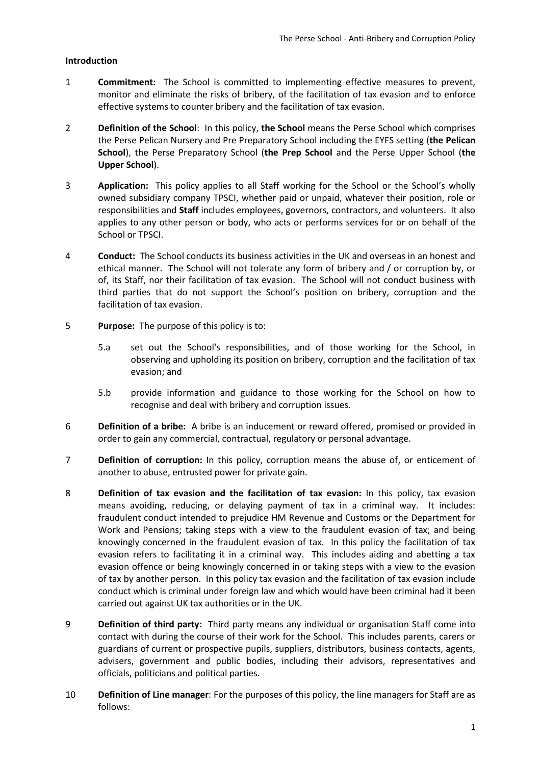**Introduction**

1 **Commitment:** The School is committed to implementing effective measures to prevent, monitor and eliminate the risks of bribery, of the facilitation of tax evasion and to enforce effective systems to counter bribery and the facilitation of tax evasion.

2 **Definition of the School**: In this policy, **the School** means the Perse School which comprises the Perse Pelican Nursery and Pre Preparatory School including the EYFS setting (**the Pelican School**), the Perse Preparatory School (**the Prep School** and the Perse Upper School (**the Upper School**).

3 **Application:** This policy applies to all Staff working for the School or the School's wholly owned subsidiary company TPSCI, whether paid or unpaid, whatever their position, role or responsibilities and **Staff** includes employees, governors, contractors, and volunteers. It also applies to any other person or body, who acts or performs services for or on behalf of the School or TPSCI.

4 **Conduct:** The School conducts its business activities in the UK and overseas in an honest and ethical manner. The School will not tolerate any form of bribery and / or corruption by, or of, its Staff, nor their facilitation of tax evasion. The School will not conduct business with third parties that do not support the School's position on bribery, corruption and the facilitation of tax evasion.

5 **Purpose:** The purpose of this policy is to:

5.a set out the School's responsibilities, and of those working for the School, in observing and upholding its position on bribery, corruption and the facilitation of tax evasion; and

5.b provide information and guidance to those working for the School on how to recognise and deal with bribery and corruption issues.

6 **Definition of a bribe:** A bribe is an inducement or reward offered, promised or provided in order to gain any commercial, contractual, regulatory or personal advantage.

7 **Definition of corruption:** In this policy, corruption means the abuse of, or enticement of another to abuse, entrusted power for private gain.

8 **Definition of tax evasion and the facilitation of tax evasion:** In this policy, tax evasion means avoiding, reducing, or delaying payment of tax in a criminal way. It includes: fraudulent conduct intended to prejudice HM Revenue and Customs or the Department for Work and Pensions; taking steps with a view to the fraudulent evasion of tax; and being knowingly concerned in the fraudulent evasion of tax. In this policy the facilitation of tax evasion refers to facilitating it in a criminal way. This includes aiding and abetting a tax evasion offence or being knowingly concerned in or taking steps with a view to the evasion of tax by another person. In this policy tax evasion and the facilitation of tax evasion include conduct which is criminal under foreign law and which would have been criminal had it been carried out against UK tax authorities or in the UK.

9 **Definition of third party:** Third party means any individual or organisation Staff come into contact with during the course of their work for the School. This includes parents, carers or guardians of current or prospective pupils, suppliers, distributors, business contacts, agents, advisers, government and public bodies, including their advisors, representatives and officials, politicians and political parties.

10 **Definition of Line manager**: For the purposes of this policy, the line managers for Staff are as follows: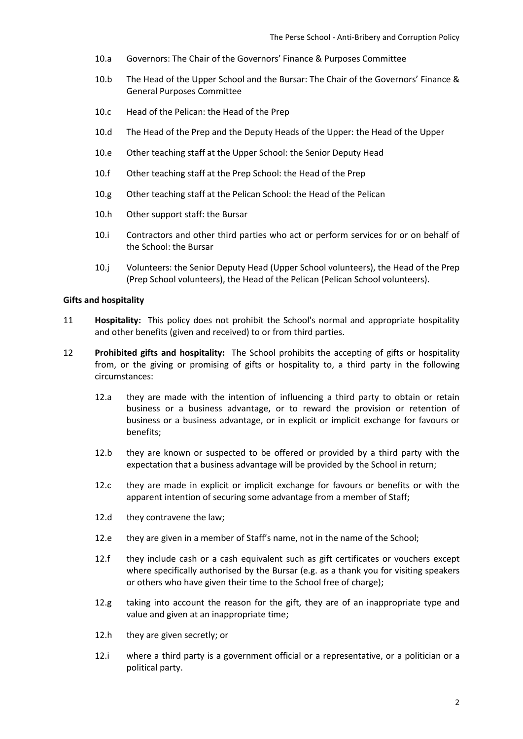10.a Governors: The Chair of the Governors' Finance & Purposes Committee

10.b The Head of the Upper School and the Bursar: The Chair of the Governors' Finance & General Purposes Committee

10.c Head of the Pelican: the Head of the Prep

10.d The Head of the Prep and the Deputy Heads of the Upper: the Head of the Upper

10.e Other teaching staff at the Upper School: the Senior Deputy Head

10.f Other teaching staff at the Prep School: the Head of the Prep

10.g Other teaching staff at the Pelican School: the Head of the Pelican

10.h Other support staff: the Bursar

10.i Contractors and other third parties who act or perform services for or on behalf of the School: the Bursar

10.j Volunteers: the Senior Deputy Head (Upper School volunteers), the Head of the Prep (Prep School volunteers), the Head of the Pelican (Pelican School volunteers).

**Gifts and hospitality**

11 **Hospitality:** This policy does not prohibit the School's normal and appropriate hospitality and other benefits (given and received) to or from third parties.

12 **Prohibited gifts and hospitality:** The School prohibits the accepting of gifts or hospitality from, or the giving or promising of gifts or hospitality to, a third party in the following circumstances:

12.a they are made with the intention of influencing a third party to obtain or retain business or a business advantage, or to reward the provision or retention of business or a business advantage, or in explicit or implicit exchange for favours or benefits;

12.b they are known or suspected to be offered or provided by a third party with the expectation that a business advantage will be provided by the School in return;

12.c they are made in explicit or implicit exchange for favours or benefits or with the apparent intention of securing some advantage from a member of Staff;

12.d they contravene the law;

12.e they are given in a member of Staff's name, not in the name of the School;

12.f they include cash or a cash equivalent such as gift certificates or vouchers except where specifically authorised by the Bursar (e.g. as a thank you for visiting speakers or others who have given their time to the School free of charge);

12.g taking into account the reason for the gift, they are of an inappropriate type and value and given at an inappropriate time;

12.h they are given secretly; or

12.i where a third party is a government official or a representative, or a politician or a political party.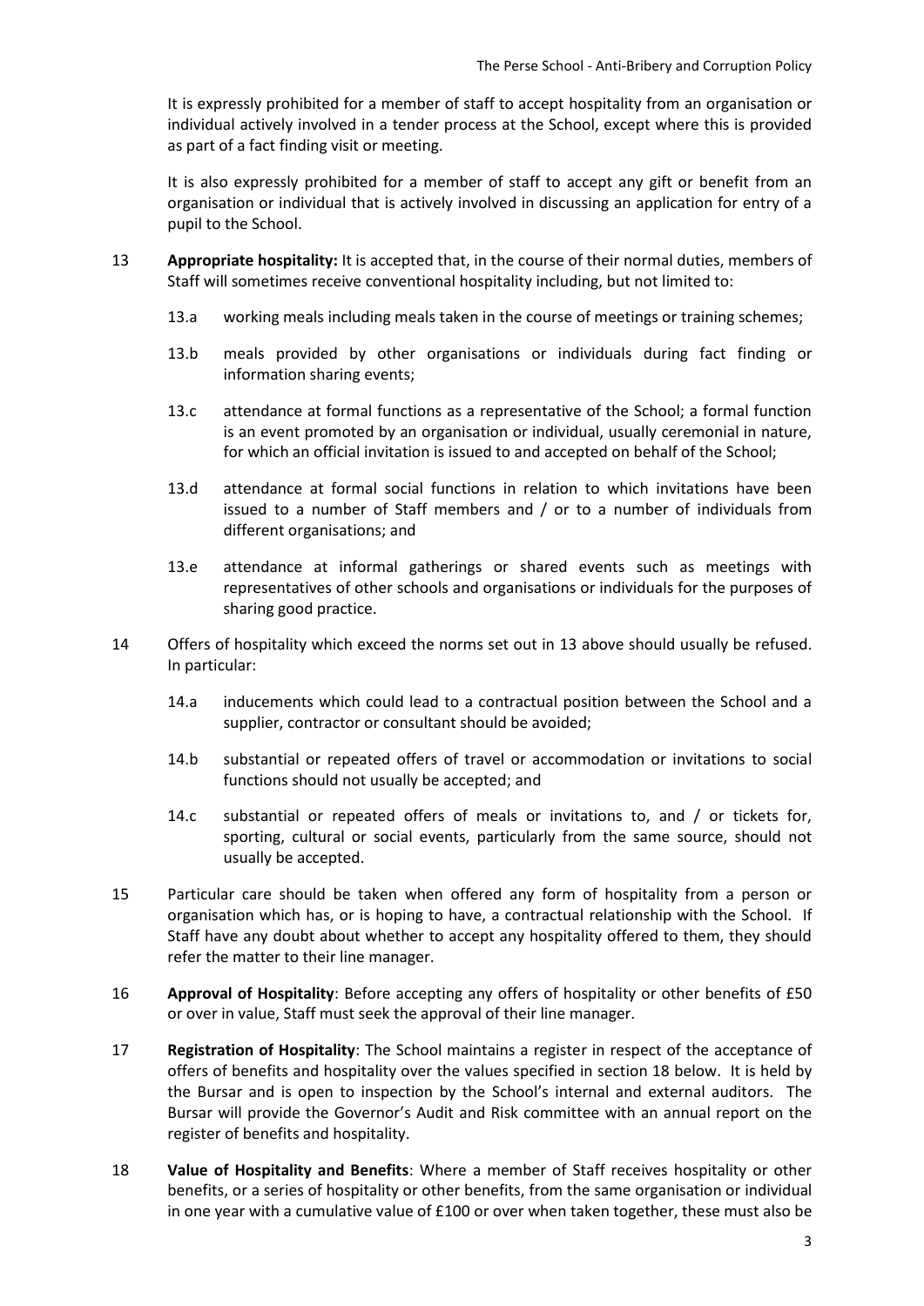It is expressly prohibited for a member of staff to accept hospitality from an organisation or individual actively involved in a tender process at the School, except where this is provided as part of a fact finding visit or meeting.

It is also expressly prohibited for a member of staff to accept any gift or benefit from an organisation or individual that is actively involved in discussing an application for entry of a pupil to the School.

13 **Appropriate hospitality:** It is accepted that, in the course of their normal duties, members of Staff will sometimes receive conventional hospitality including, but not limited to:

13.a working meals including meals taken in the course of meetings or training schemes;

13.b meals provided by other organisations or individuals during fact finding or information sharing events;

13.c attendance at formal functions as a representative of the School; a formal function is an event promoted by an organisation or individual, usually ceremonial in nature, for which an official invitation is issued to and accepted on behalf of the School;

13.d attendance at formal social functions in relation to which invitations have been issued to a number of Staff members and / or to a number of individuals from different organisations; and

13.e attendance at informal gatherings or shared events such as meetings with representatives of other schools and organisations or individuals for the purposes of sharing good practice.

14 Offers of hospitality which exceed the norms set out in 13 above should usually be refused. In particular:

14.a inducements which could lead to a contractual position between the School and a supplier, contractor or consultant should be avoided;

14.b substantial or repeated offers of travel or accommodation or invitations to social functions should not usually be accepted; and

14.c substantial or repeated offers of meals or invitations to, and / or tickets for, sporting, cultural or social events, particularly from the same source, should not usually be accepted.

15 Particular care should be taken when offered any form of hospitality from a person or organisation which has, or is hoping to have, a contractual relationship with the School. If Staff have any doubt about whether to accept any hospitality offered to them, they should refer the matter to their line manager.

16 **Approval of Hospitality**: Before accepting any offers of hospitality or other benefits of £50 or over in value, Staff must seek the approval of their line manager.

17 **Registration of Hospitality**: The School maintains a register in respect of the acceptance of offers of benefits and hospitality over the values specified in section 18 below. It is held by the Bursar and is open to inspection by the School's internal and external auditors. The Bursar will provide the Governor's Audit and Risk committee with an annual report on the register of benefits and hospitality.

18 **Value of Hospitality and Benefits**: Where a member of Staff receives hospitality or other benefits, or a series of hospitality or other benefits, from the same organisation or individual in one year with a cumulative value of £100 or over when taken together, these must also be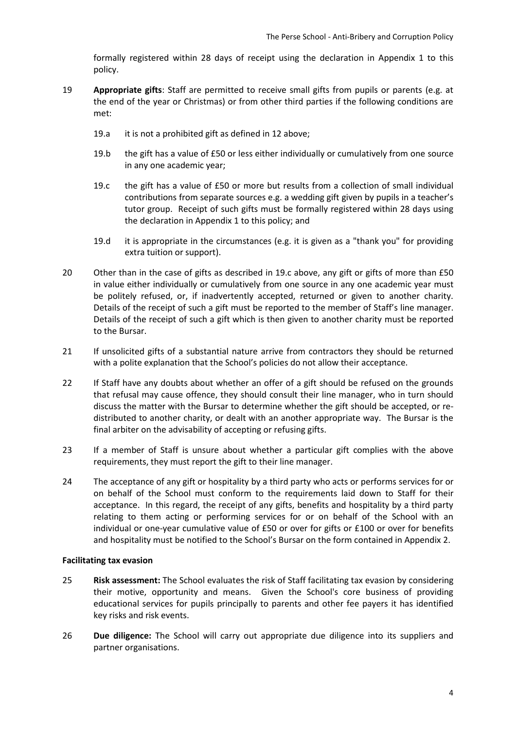formally registered within 28 days of receipt using the declaration in Appendix 1 to this policy.

19 **Appropriate gifts**: Staff are permitted to receive small gifts from pupils or parents (e.g. at the end of the year or Christmas) or from other third parties if the following conditions are met:

19.a it is not a prohibited gift as defined in 12 above;

19.b the gift has a value of £50 or less either individually or cumulatively from one source in any one academic year;

19.c the gift has a value of £50 or more but results from a collection of small individual contributions from separate sources e.g. a wedding gift given by pupils in a teacher's tutor group. Receipt of such gifts must be formally registered within 28 days using the declaration in Appendix 1 to this policy; and

19.d it is appropriate in the circumstances (e.g. it is given as a "thank you" for providing extra tuition or support).

20 Other than in the case of gifts as described in 19.c above, any gift or gifts of more than £50 in value either individually or cumulatively from one source in any one academic year must be politely refused, or, if inadvertently accepted, returned or given to another charity. Details of the receipt of such a gift must be reported to the member of Staff's line manager. Details of the receipt of such a gift which is then given to another charity must be reported to the Bursar.

21 If unsolicited gifts of a substantial nature arrive from contractors they should be returned with a polite explanation that the School's policies do not allow their acceptance.

22 If Staff have any doubts about whether an offer of a gift should be refused on the grounds that refusal may cause offence, they should consult their line manager, who in turn should discuss the matter with the Bursar to determine whether the gift should be accepted, or re-distributed to another charity, or dealt with an another appropriate way. The Bursar is the final arbiter on the advisability of accepting or refusing gifts.

23 If a member of Staff is unsure about whether a particular gift complies with the above requirements, they must report the gift to their line manager.

24 The acceptance of any gift or hospitality by a third party who acts or performs services for or on behalf of the School must conform to the requirements laid down to Staff for their acceptance. In this regard, the receipt of any gifts, benefits and hospitality by a third party relating to them acting or performing services for or on behalf of the School with an individual or one-year cumulative value of £50 or over for gifts or £100 or over for benefits and hospitality must be notified to the School's Bursar on the form contained in Appendix 2.

**Facilitating tax evasion**

25 **Risk assessment:** The School evaluates the risk of Staff facilitating tax evasion by considering their motive, opportunity and means. Given the School's core business of providing educational services for pupils principally to parents and other fee payers it has identified key risks and risk events.

26 **Due diligence:** The School will carry out appropriate due diligence into its suppliers and partner organisations.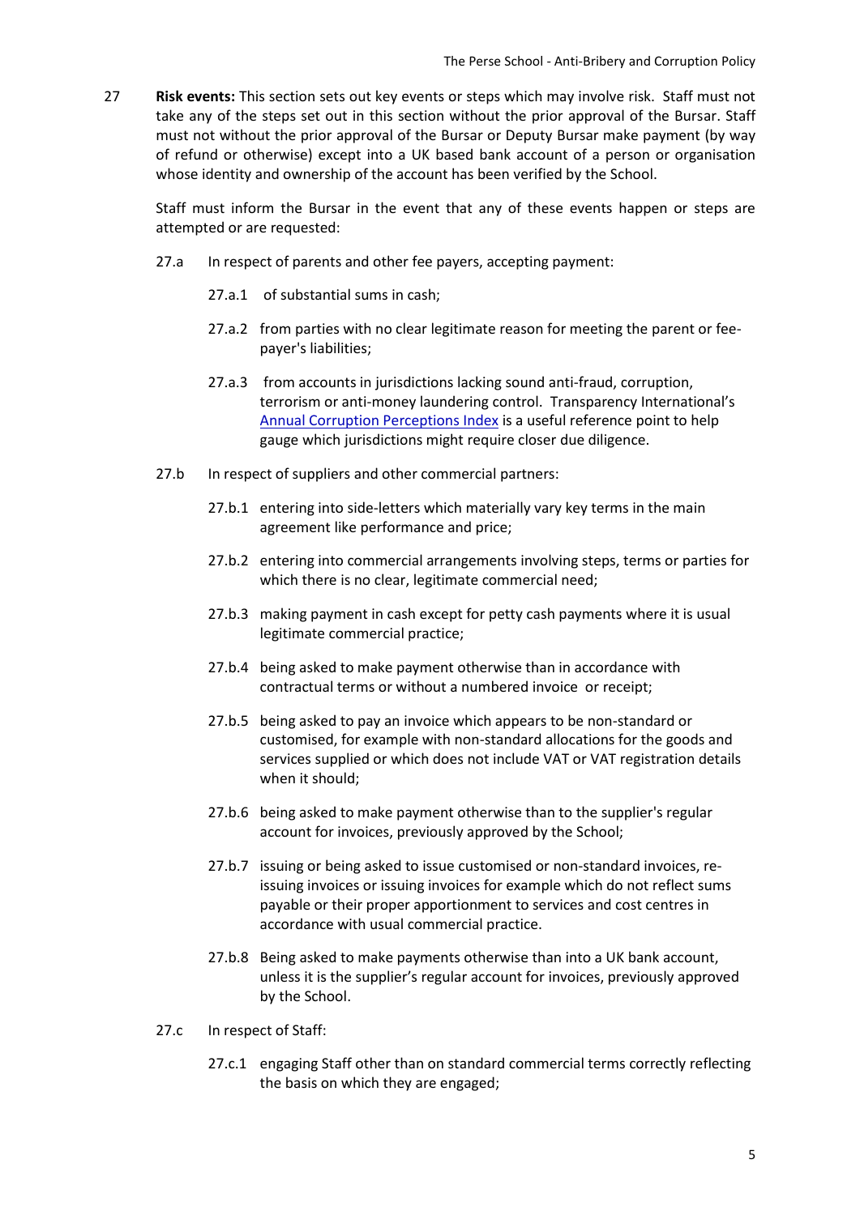27 **Risk events:** This section sets out key events or steps which may involve risk. Staff must not take any of the steps set out in this section without the prior approval of the Bursar. Staff must not without the prior approval of the Bursar or Deputy Bursar make payment (by way of refund or otherwise) except into a UK based bank account of a person or organisation whose identity and ownership of the account has been verified by the School.

Staff must inform the Bursar in the event that any of these events happen or steps are attempted or are requested:

- 27.a In respect of parents and other fee payers, accepting payment:
  - 27.a.1 of substantial sums in cash;
  - 27.a.2 from parties with no clear legitimate reason for meeting the parent or fee-payer's liabilities;
  - 27.a.3 from accounts in jurisdictions lacking sound anti-fraud, corruption, terrorism or anti-money laundering control. Transparency International's [Annual Corruption Perceptions Index] is a useful reference point to help gauge which jurisdictions might require closer due diligence.
- 27.b In respect of suppliers and other commercial partners:
  - 27.b.1 entering into side-letters which materially vary key terms in the main agreement like performance and price;
  - 27.b.2 entering into commercial arrangements involving steps, terms or parties for which there is no clear, legitimate commercial need;
  - 27.b.3 making payment in cash except for petty cash payments where it is usual legitimate commercial practice;
  - 27.b.4 being asked to make payment otherwise than in accordance with contractual terms or without a numbered invoice or receipt;
  - 27.b.5 being asked to pay an invoice which appears to be non-standard or customised, for example with non-standard allocations for the goods and services supplied or which does not include VAT or VAT registration details when it should;
  - 27.b.6 being asked to make payment otherwise than to the supplier's regular account for invoices, previously approved by the School;
  - 27.b.7 issuing or being asked to issue customised or non-standard invoices, re-issuing invoices or issuing invoices for example which do not reflect sums payable or their proper apportionment to services and cost centres in accordance with usual commercial practice.
  - 27.b.8 Being asked to make payments otherwise than into a UK bank account, unless it is the supplier's regular account for invoices, previously approved by the School.
- 27.c In respect of Staff:
  - 27.c.1 engaging Staff other than on standard commercial terms correctly reflecting the basis on which they are engaged;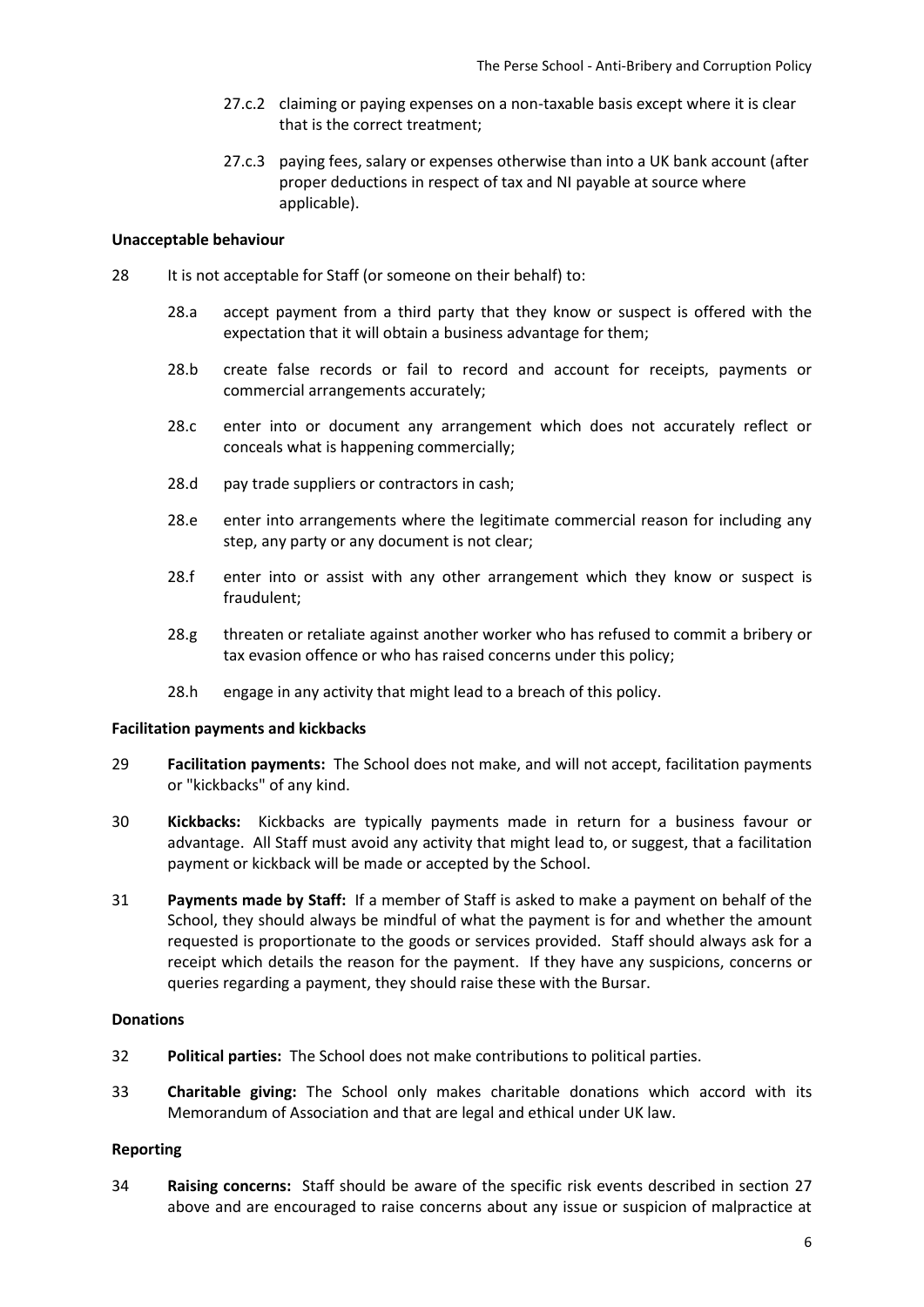27.c.2 claiming or paying expenses on a non-taxable basis except where it is clear that is the correct treatment;

27.c.3 paying fees, salary or expenses otherwise than into a UK bank account (after proper deductions in respect of tax and NI payable at source where applicable).

**Unacceptable behaviour**

28 It is not acceptable for Staff (or someone on their behalf) to:

28.a accept payment from a third party that they know or suspect is offered with the expectation that it will obtain a business advantage for them;

28.b create false records or fail to record and account for receipts, payments or commercial arrangements accurately;

28.c enter into or document any arrangement which does not accurately reflect or conceals what is happening commercially;

28.d pay trade suppliers or contractors in cash;

28.e enter into arrangements where the legitimate commercial reason for including any step, any party or any document is not clear;

28.f enter into or assist with any other arrangement which they know or suspect is fraudulent;

28.g threaten or retaliate against another worker who has refused to commit a bribery or tax evasion offence or who has raised concerns under this policy;

28.h engage in any activity that might lead to a breach of this policy.

**Facilitation payments and kickbacks**

29 **Facilitation payments:** The School does not make, and will not accept, facilitation payments or "kickbacks" of any kind.

30 **Kickbacks:** Kickbacks are typically payments made in return for a business favour or advantage. All Staff must avoid any activity that might lead to, or suggest, that a facilitation payment or kickback will be made or accepted by the School.

31 **Payments made by Staff:** If a member of Staff is asked to make a payment on behalf of the School, they should always be mindful of what the payment is for and whether the amount requested is proportionate to the goods or services provided. Staff should always ask for a receipt which details the reason for the payment. If they have any suspicions, concerns or queries regarding a payment, they should raise these with the Bursar.

**Donations**

32 **Political parties:** The School does not make contributions to political parties.

33 **Charitable giving:** The School only makes charitable donations which accord with its Memorandum of Association and that are legal and ethical under UK law.

**Reporting**

34 **Raising concerns:** Staff should be aware of the specific risk events described in section 27 above and are encouraged to raise concerns about any issue or suspicion of malpractice at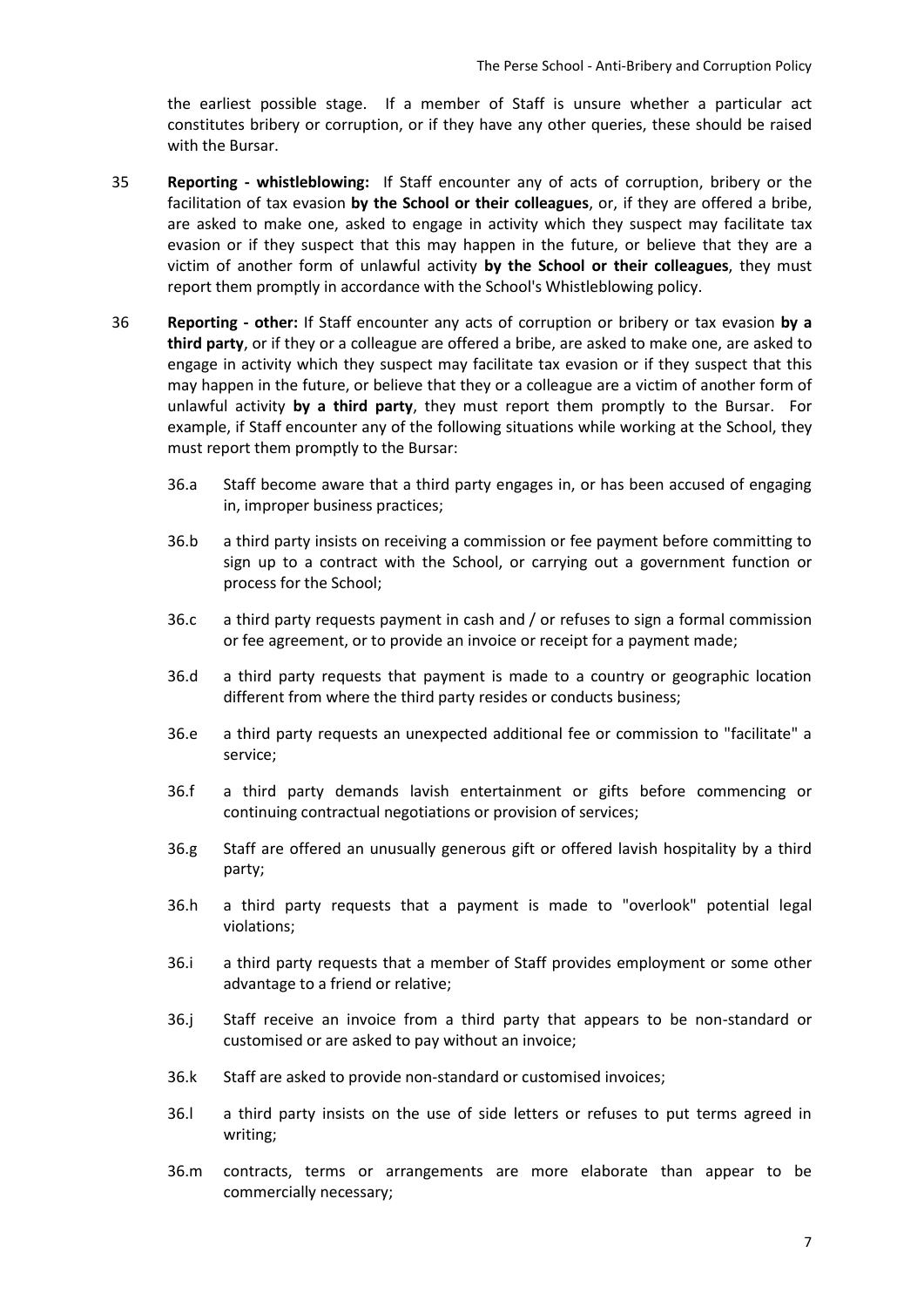the earliest possible stage. If a member of Staff is unsure whether a particular act constitutes bribery or corruption, or if they have any other queries, these should be raised with the Bursar.

35 **Reporting - whistleblowing:** If Staff encounter any of acts of corruption, bribery or the facilitation of tax evasion **by the School or their colleagues**, or, if they are offered a bribe, are asked to make one, asked to engage in activity which they suspect may facilitate tax evasion or if they suspect that this may happen in the future, or believe that they are a victim of another form of unlawful activity **by the School or their colleagues**, they must report them promptly in accordance with the School's Whistleblowing policy.

36 **Reporting - other:** If Staff encounter any acts of corruption or bribery or tax evasion **by a third party**, or if they or a colleague are offered a bribe, are asked to make one, are asked to engage in activity which they suspect may facilitate tax evasion or if they suspect that this may happen in the future, or believe that they or a colleague are a victim of another form of unlawful activity **by a third party**, they must report them promptly to the Bursar. For example, if Staff encounter any of the following situations while working at the School, they must report them promptly to the Bursar:

- 36.a Staff become aware that a third party engages in, or has been accused of engaging in, improper business practices;
- 36.b a third party insists on receiving a commission or fee payment before committing to sign up to a contract with the School, or carrying out a government function or process for the School;
- 36.c a third party requests payment in cash and / or refuses to sign a formal commission or fee agreement, or to provide an invoice or receipt for a payment made;
- 36.d a third party requests that payment is made to a country or geographic location different from where the third party resides or conducts business;
- 36.e a third party requests an unexpected additional fee or commission to "facilitate" a service;
- 36.f a third party demands lavish entertainment or gifts before commencing or continuing contractual negotiations or provision of services;
- 36.g Staff are offered an unusually generous gift or offered lavish hospitality by a third party;
- 36.h a third party requests that a payment is made to "overlook" potential legal violations;
- 36.i a third party requests that a member of Staff provides employment or some other advantage to a friend or relative;
- 36.j Staff receive an invoice from a third party that appears to be non-standard or customised or are asked to pay without an invoice;
- 36.k Staff are asked to provide non-standard or customised invoices;
- 36.l a third party insists on the use of side letters or refuses to put terms agreed in writing;
- 36.m contracts, terms or arrangements are more elaborate than appear to be commercially necessary;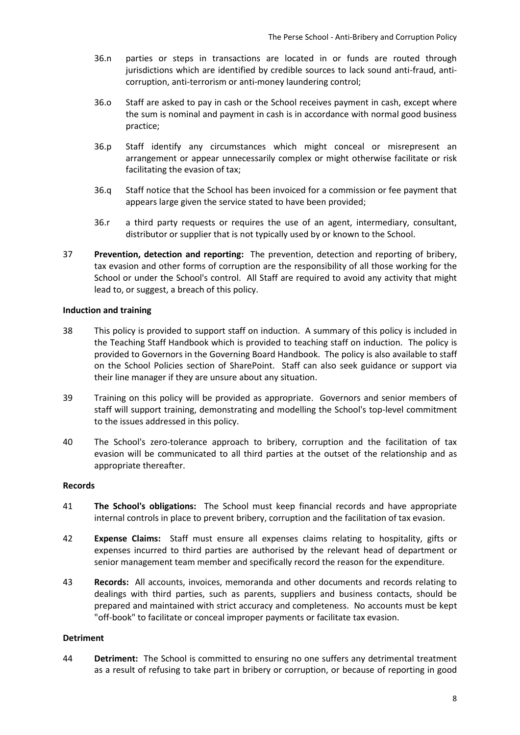36.n parties or steps in transactions are located in or funds are routed through jurisdictions which are identified by credible sources to lack sound anti-fraud, anti-corruption, anti-terrorism or anti-money laundering control;

36.o Staff are asked to pay in cash or the School receives payment in cash, except where the sum is nominal and payment in cash is in accordance with normal good business practice;

36.p Staff identify any circumstances which might conceal or misrepresent an arrangement or appear unnecessarily complex or might otherwise facilitate or risk facilitating the evasion of tax;

36.q Staff notice that the School has been invoiced for a commission or fee payment that appears large given the service stated to have been provided;

36.r a third party requests or requires the use of an agent, intermediary, consultant, distributor or supplier that is not typically used by or known to the School.

37 **Prevention, detection and reporting:** The prevention, detection and reporting of bribery, tax evasion and other forms of corruption are the responsibility of all those working for the School or under the School's control. All Staff are required to avoid any activity that might lead to, or suggest, a breach of this policy.

**Induction and training**

38 This policy is provided to support staff on induction. A summary of this policy is included in the Teaching Staff Handbook which is provided to teaching staff on induction. The policy is provided to Governors in the Governing Board Handbook. The policy is also available to staff on the School Policies section of SharePoint. Staff can also seek guidance or support via their line manager if they are unsure about any situation.

39 Training on this policy will be provided as appropriate. Governors and senior members of staff will support training, demonstrating and modelling the School's top-level commitment to the issues addressed in this policy.

40 The School's zero-tolerance approach to bribery, corruption and the facilitation of tax evasion will be communicated to all third parties at the outset of the relationship and as appropriate thereafter.

**Records**

41 **The School's obligations:** The School must keep financial records and have appropriate internal controls in place to prevent bribery, corruption and the facilitation of tax evasion.

42 **Expense Claims:** Staff must ensure all expenses claims relating to hospitality, gifts or expenses incurred to third parties are authorised by the relevant head of department or senior management team member and specifically record the reason for the expenditure.

43 **Records:** All accounts, invoices, memoranda and other documents and records relating to dealings with third parties, such as parents, suppliers and business contacts, should be prepared and maintained with strict accuracy and completeness. No accounts must be kept "off-book" to facilitate or conceal improper payments or facilitate tax evasion.

**Detriment**

44 **Detriment:** The School is committed to ensuring no one suffers any detrimental treatment as a result of refusing to take part in bribery or corruption, or because of reporting in good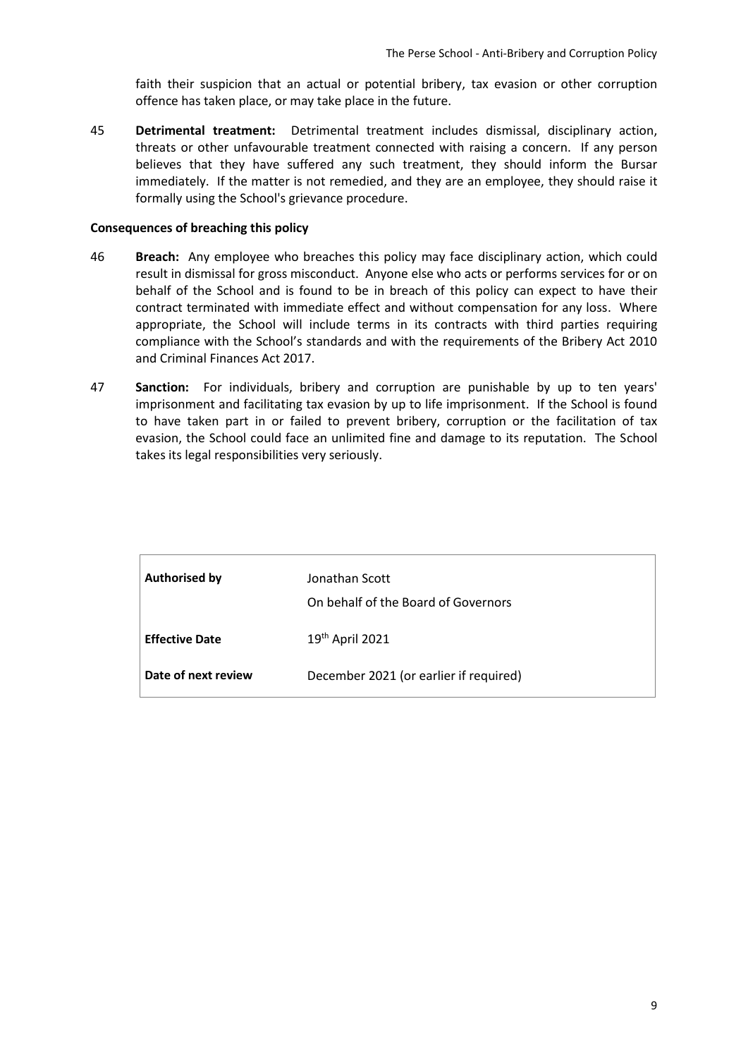faith their suspicion that an actual or potential bribery, tax evasion or other corruption offence has taken place, or may take place in the future.

45 **Detrimental treatment:** Detrimental treatment includes dismissal, disciplinary action, threats or other unfavourable treatment connected with raising a concern. If any person believes that they have suffered any such treatment, they should inform the Bursar immediately. If the matter is not remedied, and they are an employee, they should raise it formally using the School's grievance procedure.

**Consequences of breaching this policy**

46 **Breach:** Any employee who breaches this policy may face disciplinary action, which could result in dismissal for gross misconduct. Anyone else who acts or performs services for or on behalf of the School and is found to be in breach of this policy can expect to have their contract terminated with immediate effect and without compensation for any loss. Where appropriate, the School will include terms in its contracts with third parties requiring compliance with the School's standards and with the requirements of the Bribery Act 2010 and Criminal Finances Act 2017.

47 **Sanction:** For individuals, bribery and corruption are punishable by up to ten years' imprisonment and facilitating tax evasion by up to life imprisonment. If the School is found to have taken part in or failed to prevent bribery, corruption or the facilitation of tax evasion, the School could face an unlimited fine and damage to its reputation. The School takes its legal responsibilities very seriously.

| | |
|---|---|
| **Authorised by** | Jonathan Scott<br>On behalf of the Board of Governors |
| **Effective Date** | 19th April 2021 |
| **Date of next review** | December 2021 (or earlier if required) |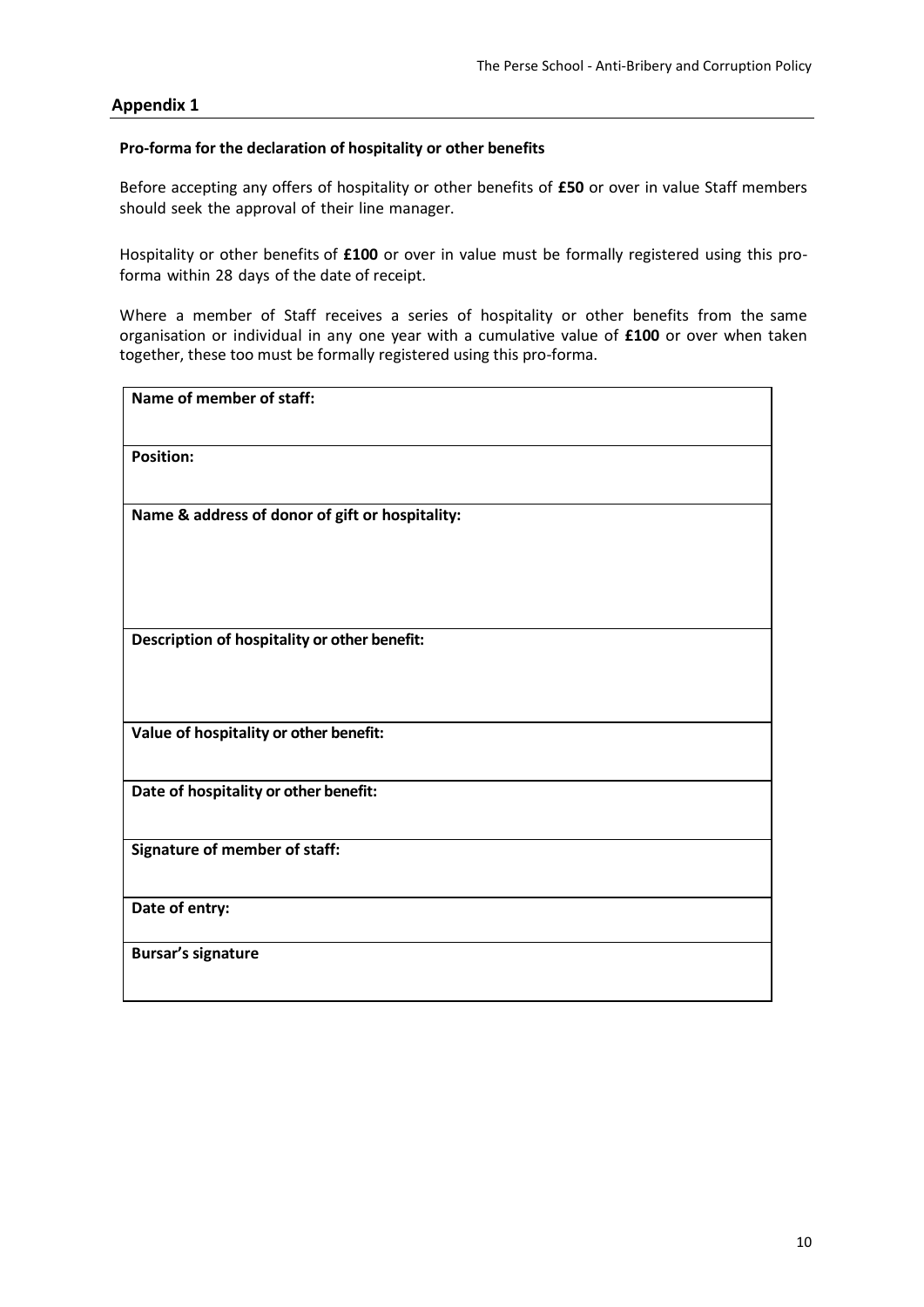## Appendix 1

**Pro-forma for the declaration of hospitality or other benefits**

Before accepting any offers of hospitality or other benefits of **£50** or over in value Staff members should seek the approval of their line manager.

Hospitality or other benefits of **£100** or over in value must be formally registered using this pro-forma within 28 days of the date of receipt.

Where a member of Staff receives a series of hospitality or other benefits from the same organisation or individual in any one year with a cumulative value of **£100** or over when taken together, these too must be formally registered using this pro-forma.

| **Name of member of staff:** |
| --- |
| **Position:** |
| **Name & address of donor of gift or hospitality:** |
| **Description of hospitality or other benefit:** |
| **Value of hospitality or other benefit:** |
| **Date of hospitality or other benefit:** |
| **Signature of member of staff:** |
| **Date of entry:** |
| **Bursar's signature** |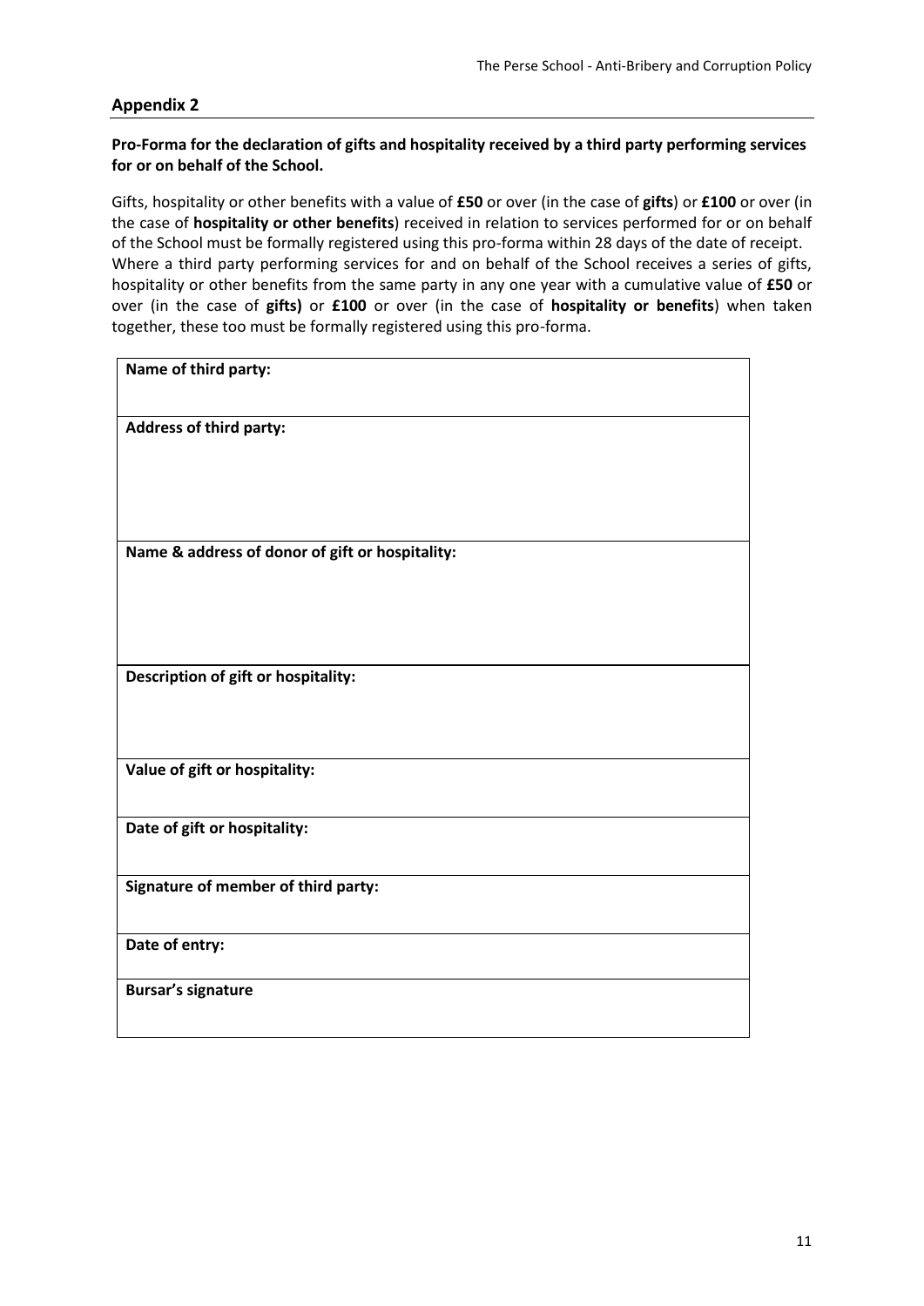## Appendix 2

**Pro-Forma for the declaration of gifts and hospitality received by a third party performing services for or on behalf of the School.**

Gifts, hospitality or other benefits with a value of **£50** or over (in the case of **gifts**) or **£100** or over (in the case of **hospitality or other benefits**) received in relation to services performed for or on behalf of the School must be formally registered using this pro-forma within 28 days of the date of receipt. Where a third party performing services for and on behalf of the School receives a series of gifts, hospitality or other benefits from the same party in any one year with a cumulative value of **£50** or over (in the case of **gifts)** or **£100** or over (in the case of **hospitality or benefits**) when taken together, these too must be formally registered using this pro-forma.

| |
|---|
| **Name of third party:** |
| **Address of third party:** |
| **Name & address of donor of gift or hospitality:** |
| **Description of gift or hospitality:** |
| **Value of gift or hospitality:** |
| **Date of gift or hospitality:** |
| **Signature of member of third party:** |
| **Date of entry:** |
| **Bursar's signature** |